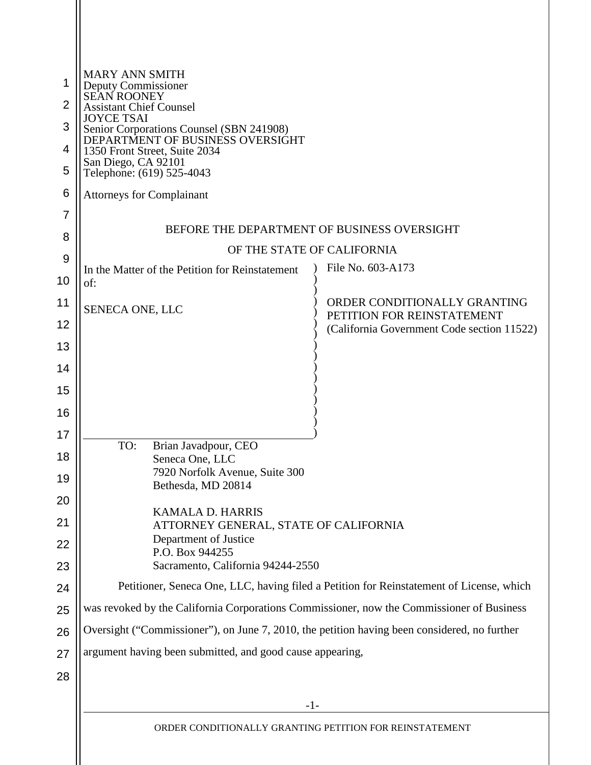MARY ANN SMITH
Deputy Commissioner
SEAN ROONEY
Assistant Chief Counsel
JOYCE TSAI
Senior Corporations Counsel (SBN 241908)
DEPARTMENT OF BUSINESS OVERSIGHT
1350 Front Street, Suite 2034
San Diego, CA 92101
Telephone: (619) 525-4043

Attorneys for Complainant

BEFORE THE DEPARTMENT OF BUSINESS OVERSIGHT

OF THE STATE OF CALIFORNIA

In the Matter of the Petition for Reinstatement of:

SENECA ONE, LLC

File No. 603-A173

ORDER CONDITIONALLY GRANTING PETITION FOR REINSTATEMENT
(California Government Code section 11522)

TO: Brian Javadpour, CEO
Seneca One, LLC
7920 Norfolk Avenue, Suite 300
Bethesda, MD 20814

KAMALA D. HARRIS
ATTORNEY GENERAL, STATE OF CALIFORNIA
Department of Justice
P.O. Box 944255
Sacramento, California 94244-2550

Petitioner, Seneca One, LLC, having filed a Petition for Reinstatement of License, which was revoked by the California Corporations Commissioner, now the Commissioner of Business Oversight ("Commissioner"), on June 7, 2010, the petition having been considered, no further argument having been submitted, and good cause appearing,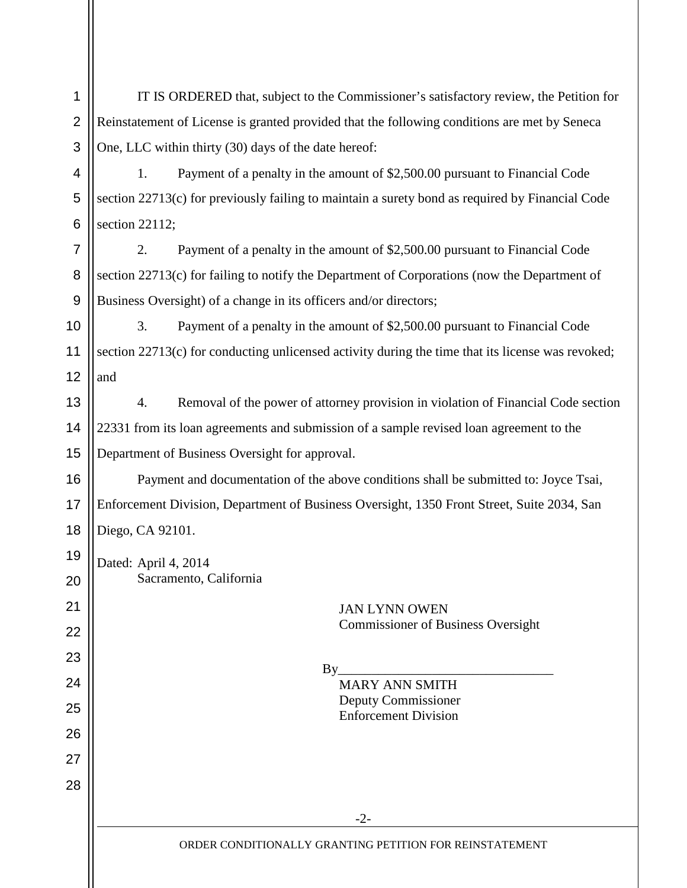IT IS ORDERED that, subject to the Commissioner's satisfactory review, the Petition for Reinstatement of License is granted provided that the following conditions are met by Seneca One, LLC within thirty (30) days of the date hereof:

1. Payment of a penalty in the amount of $2,500.00 pursuant to Financial Code section 22713(c) for previously failing to maintain a surety bond as required by Financial Code section 22112;

2. Payment of a penalty in the amount of $2,500.00 pursuant to Financial Code section 22713(c) for failing to notify the Department of Corporations (now the Department of Business Oversight) of a change in its officers and/or directors;

3. Payment of a penalty in the amount of $2,500.00 pursuant to Financial Code section 22713(c) for conducting unlicensed activity during the time that its license was revoked; and

4. Removal of the power of attorney provision in violation of Financial Code section 22331 from its loan agreements and submission of a sample revised loan agreement to the Department of Business Oversight for approval.

Payment and documentation of the above conditions shall be submitted to: Joyce Tsai, Enforcement Division, Department of Business Oversight, 1350 Front Street, Suite 2034, San Diego, CA 92101.

Dated: April 4, 2014
Sacramento, California

JAN LYNN OWEN
Commissioner of Business Oversight

By_______________________________
MARY ANN SMITH
Deputy Commissioner
Enforcement Division